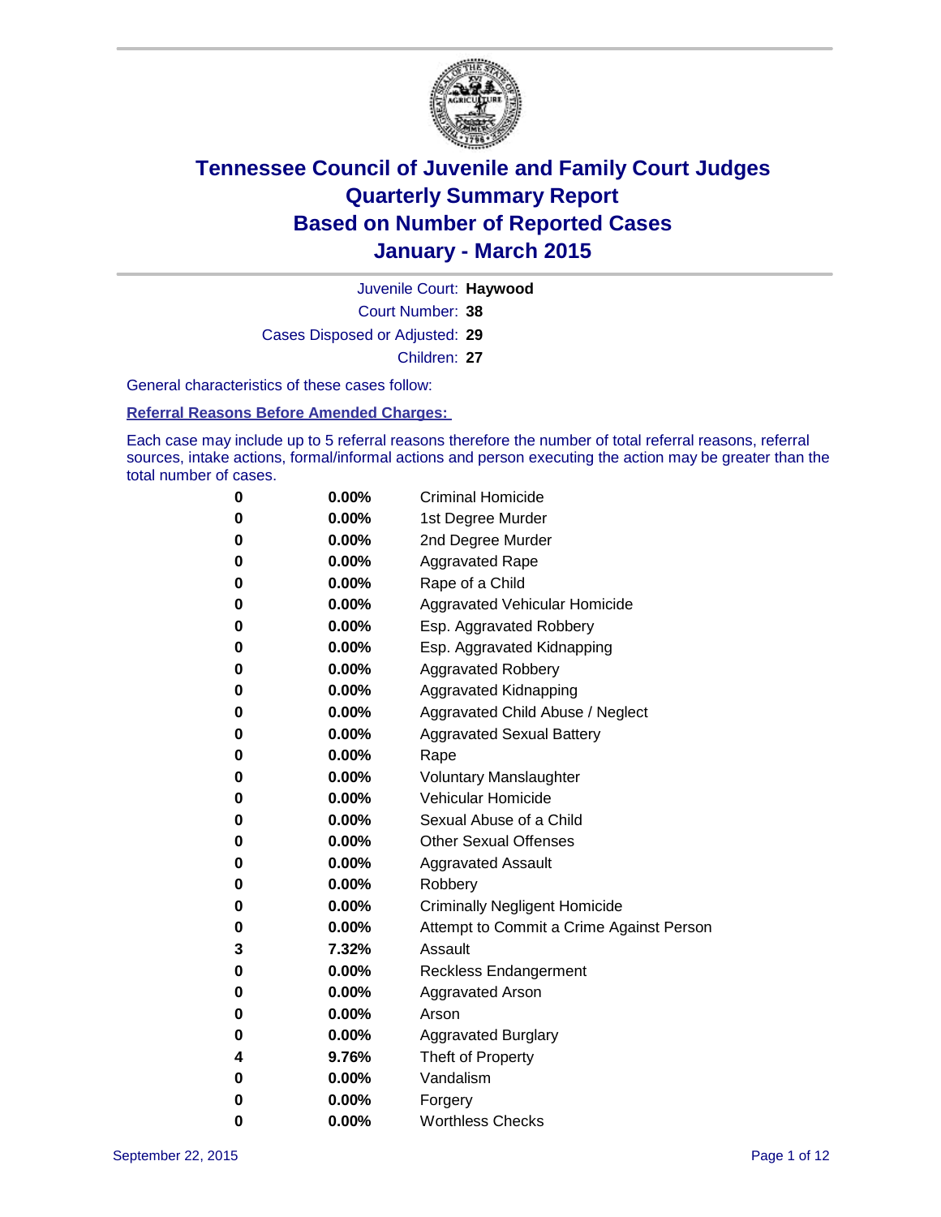# Tennessee Council of Juvenile and Family Court Judges
# Quarterly Summary Report
# Based on Number of Reported Cases
# January - March 2015

Juvenile Court: **Haywood**

Court Number: **38**

Cases Disposed or Adjusted: **29**

Children: **27**

General characteristics of these cases follow:

**Referral Reasons Before Amended Charges:**

Each case may include up to 5 referral reasons therefore the number of total referral reasons, referral sources, intake actions, formal/informal actions and person executing the action may be greater than the total number of cases.

| | | |
|---|---|---|
| 0 | 0.00% | Criminal Homicide |
| 0 | 0.00% | 1st Degree Murder |
| 0 | 0.00% | 2nd Degree Murder |
| 0 | 0.00% | Aggravated Rape |
| 0 | 0.00% | Rape of a Child |
| 0 | 0.00% | Aggravated Vehicular Homicide |
| 0 | 0.00% | Esp. Aggravated Robbery |
| 0 | 0.00% | Esp. Aggravated Kidnapping |
| 0 | 0.00% | Aggravated Robbery |
| 0 | 0.00% | Aggravated Kidnapping |
| 0 | 0.00% | Aggravated Child Abuse / Neglect |
| 0 | 0.00% | Aggravated Sexual Battery |
| 0 | 0.00% | Rape |
| 0 | 0.00% | Voluntary Manslaughter |
| 0 | 0.00% | Vehicular Homicide |
| 0 | 0.00% | Sexual Abuse of a Child |
| 0 | 0.00% | Other Sexual Offenses |
| 0 | 0.00% | Aggravated Assault |
| 0 | 0.00% | Robbery |
| 0 | 0.00% | Criminally Negligent Homicide |
| 0 | 0.00% | Attempt to Commit a Crime Against Person |
| 3 | 7.32% | Assault |
| 0 | 0.00% | Reckless Endangerment |
| 0 | 0.00% | Aggravated Arson |
| 0 | 0.00% | Arson |
| 0 | 0.00% | Aggravated Burglary |
| 4 | 9.76% | Theft of Property |
| 0 | 0.00% | Vandalism |
| 0 | 0.00% | Forgery |
| 0 | 0.00% | Worthless Checks |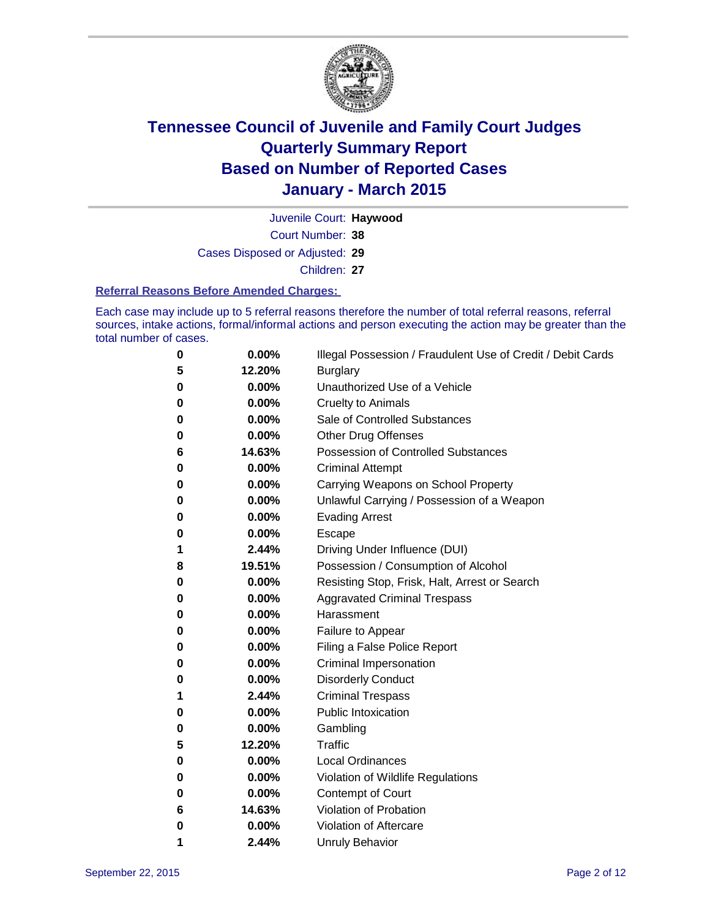# Tennessee Council of Juvenile and Family Court Judges
## Quarterly Summary Report
## Based on Number of Reported Cases
## January - March 2015

Juvenile Court: **Haywood**

Court Number: **38**

Cases Disposed or Adjusted: **29**

Children: **27**

### Referral Reasons Before Amended Charges:

Each case may include up to 5 referral reasons therefore the number of total referral reasons, referral sources, intake actions, formal/informal actions and person executing the action may be greater than the total number of cases.

| Count | Percent | Referral Reason |
|---|---|---|
| 0 | 0.00% | Illegal Possession / Fraudulent Use of Credit / Debit Cards |
| 5 | 12.20% | Burglary |
| 0 | 0.00% | Unauthorized Use of a Vehicle |
| 0 | 0.00% | Cruelty to Animals |
| 0 | 0.00% | Sale of Controlled Substances |
| 0 | 0.00% | Other Drug Offenses |
| 6 | 14.63% | Possession of Controlled Substances |
| 0 | 0.00% | Criminal Attempt |
| 0 | 0.00% | Carrying Weapons on School Property |
| 0 | 0.00% | Unlawful Carrying / Possession of a Weapon |
| 0 | 0.00% | Evading Arrest |
| 0 | 0.00% | Escape |
| 1 | 2.44% | Driving Under Influence (DUI) |
| 8 | 19.51% | Possession / Consumption of Alcohol |
| 0 | 0.00% | Resisting Stop, Frisk, Halt, Arrest or Search |
| 0 | 0.00% | Aggravated Criminal Trespass |
| 0 | 0.00% | Harassment |
| 0 | 0.00% | Failure to Appear |
| 0 | 0.00% | Filing a False Police Report |
| 0 | 0.00% | Criminal Impersonation |
| 0 | 0.00% | Disorderly Conduct |
| 1 | 2.44% | Criminal Trespass |
| 0 | 0.00% | Public Intoxication |
| 0 | 0.00% | Gambling |
| 5 | 12.20% | Traffic |
| 0 | 0.00% | Local Ordinances |
| 0 | 0.00% | Violation of Wildlife Regulations |
| 0 | 0.00% | Contempt of Court |
| 6 | 14.63% | Violation of Probation |
| 0 | 0.00% | Violation of Aftercare |
| 1 | 2.44% | Unruly Behavior |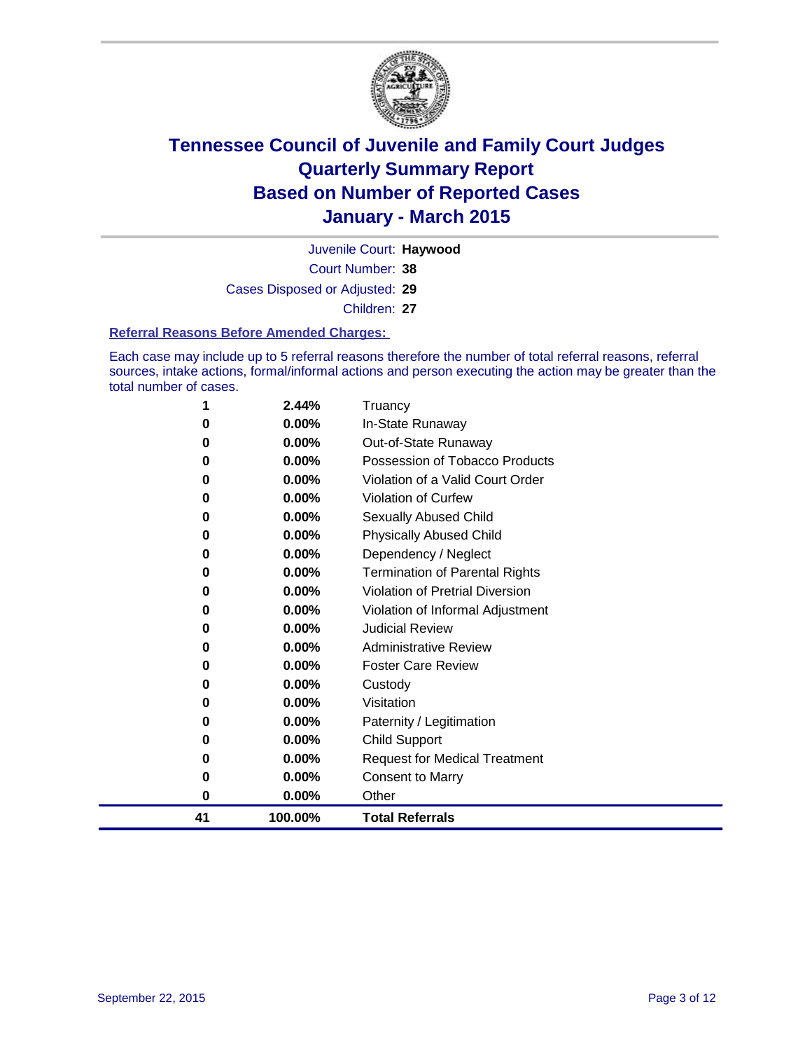# Tennessee Council of Juvenile and Family Court Judges
## Quarterly Summary Report
## Based on Number of Reported Cases
## January - March 2015

Juvenile Court: **Haywood**

Court Number: **38**

Cases Disposed or Adjusted: **29**

Children: **27**

### Referral Reasons Before Amended Charges:

Each case may include up to 5 referral reasons therefore the number of total referral reasons, referral sources, intake actions, formal/informal actions and person executing the action may be greater than the total number of cases.

| | | |
|---|---|---|
| **1** | **2.44%** | Truancy |
| **0** | **0.00%** | In-State Runaway |
| **0** | **0.00%** | Out-of-State Runaway |
| **0** | **0.00%** | Possession of Tobacco Products |
| **0** | **0.00%** | Violation of a Valid Court Order |
| **0** | **0.00%** | Violation of Curfew |
| **0** | **0.00%** | Sexually Abused Child |
| **0** | **0.00%** | Physically Abused Child |
| **0** | **0.00%** | Dependency / Neglect |
| **0** | **0.00%** | Termination of Parental Rights |
| **0** | **0.00%** | Violation of Pretrial Diversion |
| **0** | **0.00%** | Violation of Informal Adjustment |
| **0** | **0.00%** | Judicial Review |
| **0** | **0.00%** | Administrative Review |
| **0** | **0.00%** | Foster Care Review |
| **0** | **0.00%** | Custody |
| **0** | **0.00%** | Visitation |
| **0** | **0.00%** | Paternity / Legitimation |
| **0** | **0.00%** | Child Support |
| **0** | **0.00%** | Request for Medical Treatment |
| **0** | **0.00%** | Consent to Marry |
| **0** | **0.00%** | Other |
| **41** | **100.00%** | **Total Referrals** |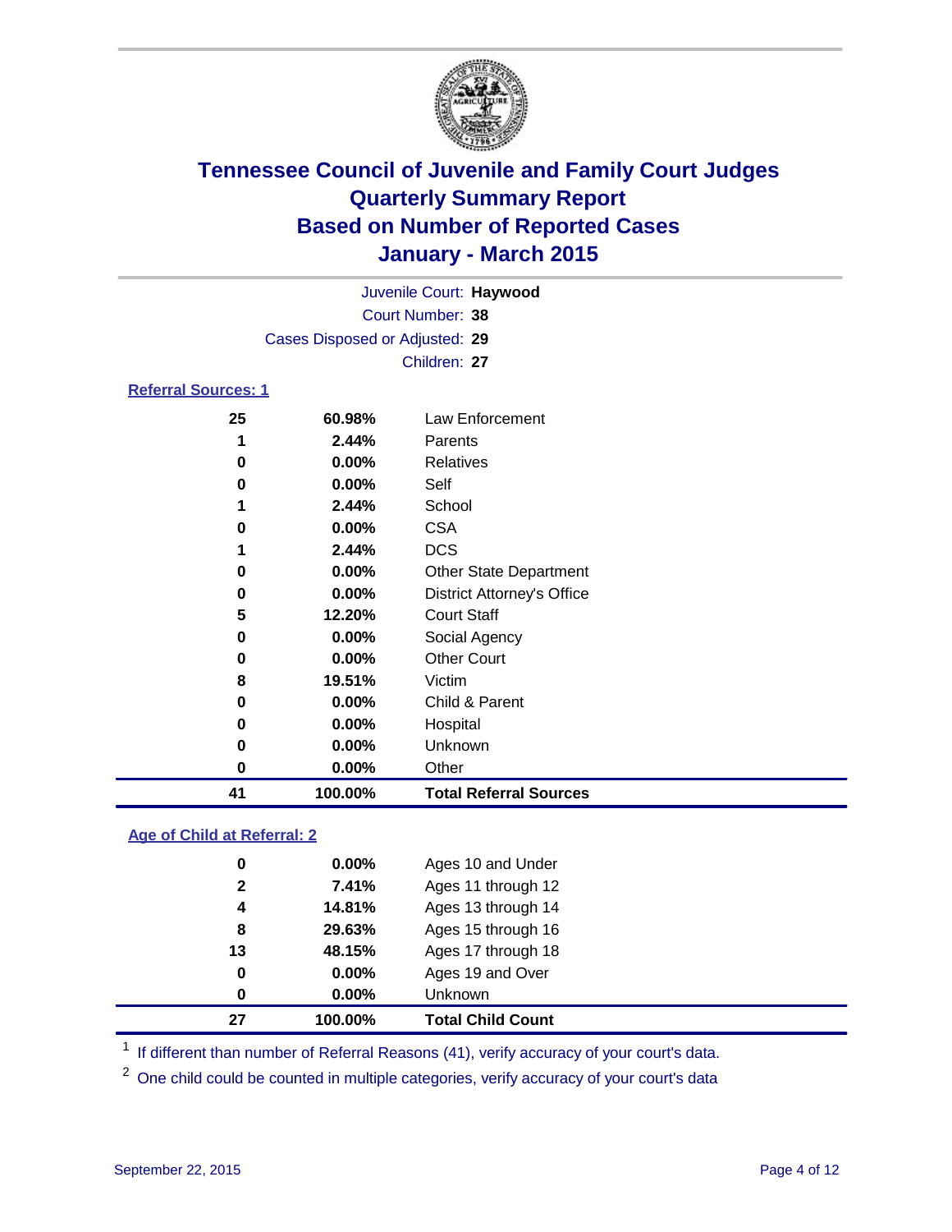# Tennessee Council of Juvenile and Family Court Judges
# Quarterly Summary Report
# Based on Number of Reported Cases
# January - March 2015

Juvenile Court: **Haywood**

Court Number: **38**

Cases Disposed or Adjusted: **29**

Children: **27**

## Referral Sources: 1

| Count | Percent | Source |
|---|---|---|
| 25 | 60.98% | Law Enforcement |
| 1 | 2.44% | Parents |
| 0 | 0.00% | Relatives |
| 0 | 0.00% | Self |
| 1 | 2.44% | School |
| 0 | 0.00% | CSA |
| 1 | 2.44% | DCS |
| 0 | 0.00% | Other State Department |
| 0 | 0.00% | District Attorney's Office |
| 5 | 12.20% | Court Staff |
| 0 | 0.00% | Social Agency |
| 0 | 0.00% | Other Court |
| 8 | 19.51% | Victim |
| 0 | 0.00% | Child & Parent |
| 0 | 0.00% | Hospital |
| 0 | 0.00% | Unknown |
| 0 | 0.00% | Other |
| **41** | **100.00%** | **Total Referral Sources** |

## Age of Child at Referral: 2

| Count | Percent | Age |
|---|---|---|
| 0 | 0.00% | Ages 10 and Under |
| 2 | 7.41% | Ages 11 through 12 |
| 4 | 14.81% | Ages 13 through 14 |
| 8 | 29.63% | Ages 15 through 16 |
| 13 | 48.15% | Ages 17 through 18 |
| 0 | 0.00% | Ages 19 and Over |
| 0 | 0.00% | Unknown |
| **27** | **100.00%** | **Total Child Count** |

[1] If different than number of Referral Reasons (41), verify accuracy of your court's data.

[2] One child could be counted in multiple categories, verify accuracy of your court's data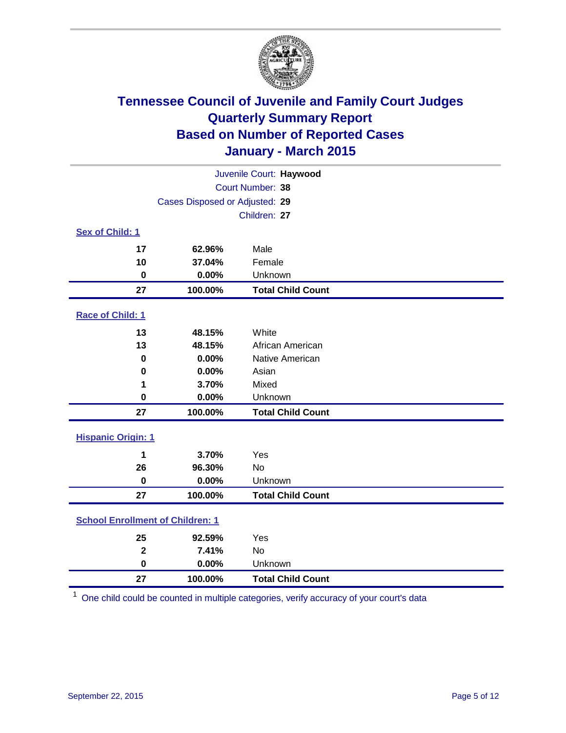# Tennessee Council of Juvenile and Family Court Judges
# Quarterly Summary Report
# Based on Number of Reported Cases
# January - March 2015

Juvenile Court: **Haywood**
Court Number: **38**
Cases Disposed or Adjusted: **29**
Children: **27**

**Sex of Child: 1**

| Count | Percent | Category |
|---|---|---|
| 17 | 62.96% | Male |
| 10 | 37.04% | Female |
| 0 | 0.00% | Unknown |
| **27** | **100.00%** | **Total Child Count** |

**Race of Child: 1**

| Count | Percent | Category |
|---|---|---|
| 13 | 48.15% | White |
| 13 | 48.15% | African American |
| 0 | 0.00% | Native American |
| 0 | 0.00% | Asian |
| 1 | 3.70% | Mixed |
| 0 | 0.00% | Unknown |
| **27** | **100.00%** | **Total Child Count** |

**Hispanic Origin: 1**

| Count | Percent | Category |
|---|---|---|
| 1 | 3.70% | Yes |
| 26 | 96.30% | No |
| 0 | 0.00% | Unknown |
| **27** | **100.00%** | **Total Child Count** |

**School Enrollment of Children: 1**

| Count | Percent | Category |
|---|---|---|
| 25 | 92.59% | Yes |
| 2 | 7.41% | No |
| 0 | 0.00% | Unknown |
| **27** | **100.00%** | **Total Child Count** |

[1] One child could be counted in multiple categories, verify accuracy of your court's data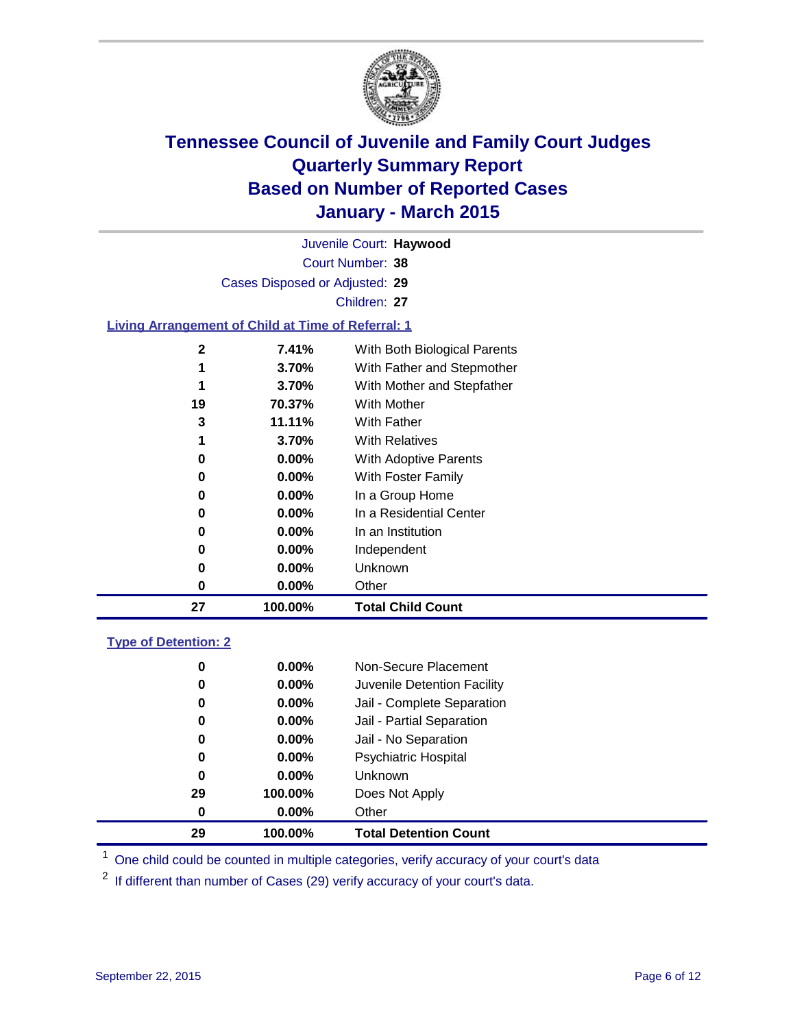# Tennessee Council of Juvenile and Family Court Judges
# Quarterly Summary Report
# Based on Number of Reported Cases
# January - March 2015

Juvenile Court: **Haywood**

Court Number: **38**

Cases Disposed or Adjusted: **29**

Children: **27**

## Living Arrangement of Child at Time of Referral: 1

| | | |
|---|---|---|
| **2** | **7.41%** | With Both Biological Parents |
| **1** | **3.70%** | With Father and Stepmother |
| **1** | **3.70%** | With Mother and Stepfather |
| **19** | **70.37%** | With Mother |
| **3** | **11.11%** | With Father |
| **1** | **3.70%** | With Relatives |
| **0** | **0.00%** | With Adoptive Parents |
| **0** | **0.00%** | With Foster Family |
| **0** | **0.00%** | In a Group Home |
| **0** | **0.00%** | In a Residential Center |
| **0** | **0.00%** | In an Institution |
| **0** | **0.00%** | Independent |
| **0** | **0.00%** | Unknown |
| **0** | **0.00%** | Other |
| **27** | **100.00%** | **Total Child Count** |

## Type of Detention: 2

| | | |
|---|---|---|
| **0** | **0.00%** | Non-Secure Placement |
| **0** | **0.00%** | Juvenile Detention Facility |
| **0** | **0.00%** | Jail - Complete Separation |
| **0** | **0.00%** | Jail - Partial Separation |
| **0** | **0.00%** | Jail - No Separation |
| **0** | **0.00%** | Psychiatric Hospital |
| **0** | **0.00%** | Unknown |
| **29** | **100.00%** | Does Not Apply |
| **0** | **0.00%** | Other |
| **29** | **100.00%** | **Total Detention Count** |

[1] One child could be counted in multiple categories, verify accuracy of your court's data

[2] If different than number of Cases (29) verify accuracy of your court's data.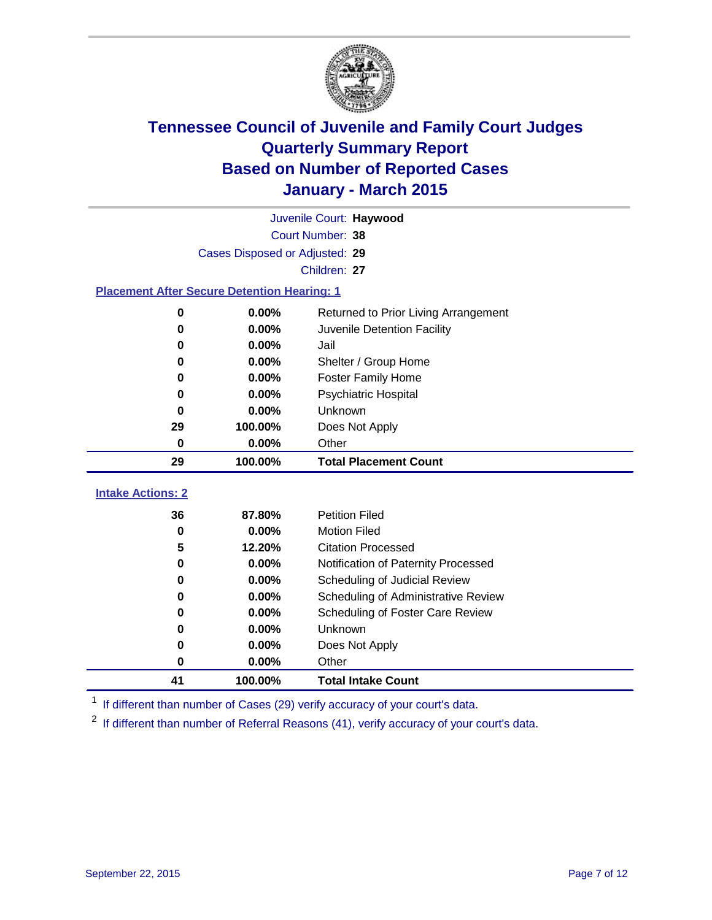# Tennessee Council of Juvenile and Family Court Judges
# Quarterly Summary Report
# Based on Number of Reported Cases
# January - March 2015

Juvenile Court: **Haywood**
Court Number: **38**
Cases Disposed or Adjusted: **29**
Children: **27**

### Placement After Secure Detention Hearing: 1

| | | |
|---|---|---|
| 0 | 0.00% | Returned to Prior Living Arrangement |
| 0 | 0.00% | Juvenile Detention Facility |
| 0 | 0.00% | Jail |
| 0 | 0.00% | Shelter / Group Home |
| 0 | 0.00% | Foster Family Home |
| 0 | 0.00% | Psychiatric Hospital |
| 0 | 0.00% | Unknown |
| 29 | 100.00% | Does Not Apply |
| 0 | 0.00% | Other |
| **29** | **100.00%** | **Total Placement Count** |

### Intake Actions: 2

| | | |
|---|---|---|
| 36 | 87.80% | Petition Filed |
| 0 | 0.00% | Motion Filed |
| 5 | 12.20% | Citation Processed |
| 0 | 0.00% | Notification of Paternity Processed |
| 0 | 0.00% | Scheduling of Judicial Review |
| 0 | 0.00% | Scheduling of Administrative Review |
| 0 | 0.00% | Scheduling of Foster Care Review |
| 0 | 0.00% | Unknown |
| 0 | 0.00% | Does Not Apply |
| 0 | 0.00% | Other |
| **41** | **100.00%** | **Total Intake Count** |

[1] If different than number of Cases (29) verify accuracy of your court's data.

[2] If different than number of Referral Reasons (41), verify accuracy of your court's data.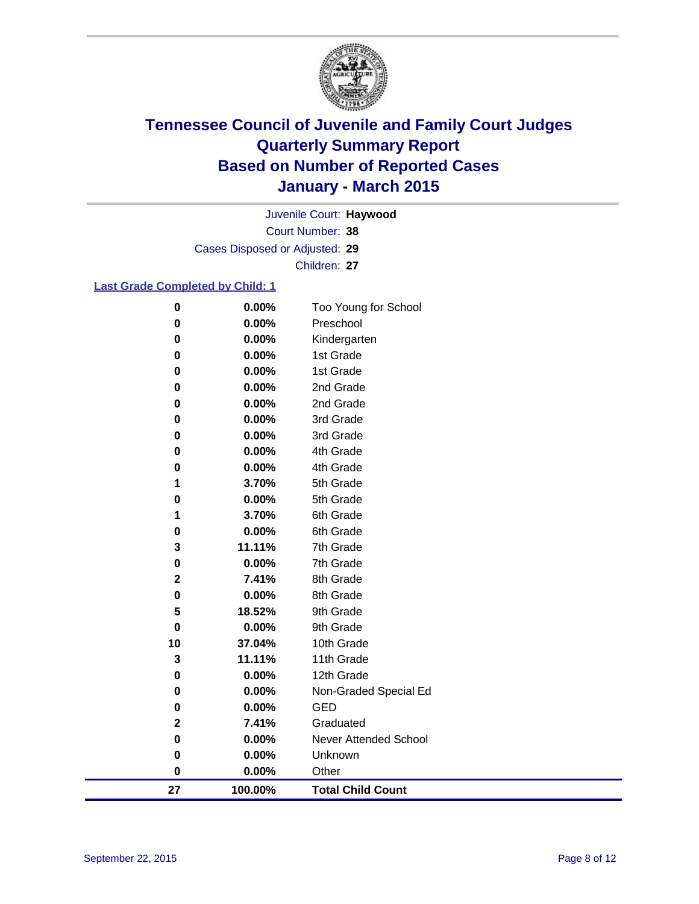# Tennessee Council of Juvenile and Family Court Judges
# Quarterly Summary Report
# Based on Number of Reported Cases
# January - March 2015

Juvenile Court: **Haywood**
Court Number: **38**
Cases Disposed or Adjusted: **29**
Children: **27**

**Last Grade Completed by Child: 1**

| Count | Percent | Grade |
|---|---|---|
| 0 | 0.00% | Too Young for School |
| 0 | 0.00% | Preschool |
| 0 | 0.00% | Kindergarten |
| 0 | 0.00% | 1st Grade |
| 0 | 0.00% | 1st Grade |
| 0 | 0.00% | 2nd Grade |
| 0 | 0.00% | 2nd Grade |
| 0 | 0.00% | 3rd Grade |
| 0 | 0.00% | 3rd Grade |
| 0 | 0.00% | 4th Grade |
| 0 | 0.00% | 4th Grade |
| 1 | 3.70% | 5th Grade |
| 0 | 0.00% | 5th Grade |
| 1 | 3.70% | 6th Grade |
| 0 | 0.00% | 6th Grade |
| 3 | 11.11% | 7th Grade |
| 0 | 0.00% | 7th Grade |
| 2 | 7.41% | 8th Grade |
| 0 | 0.00% | 8th Grade |
| 5 | 18.52% | 9th Grade |
| 0 | 0.00% | 9th Grade |
| 10 | 37.04% | 10th Grade |
| 3 | 11.11% | 11th Grade |
| 0 | 0.00% | 12th Grade |
| 0 | 0.00% | Non-Graded Special Ed |
| 0 | 0.00% | GED |
| 2 | 7.41% | Graduated |
| 0 | 0.00% | Never Attended School |
| 0 | 0.00% | Unknown |
| 0 | 0.00% | Other |
| **27** | **100.00%** | **Total Child Count** |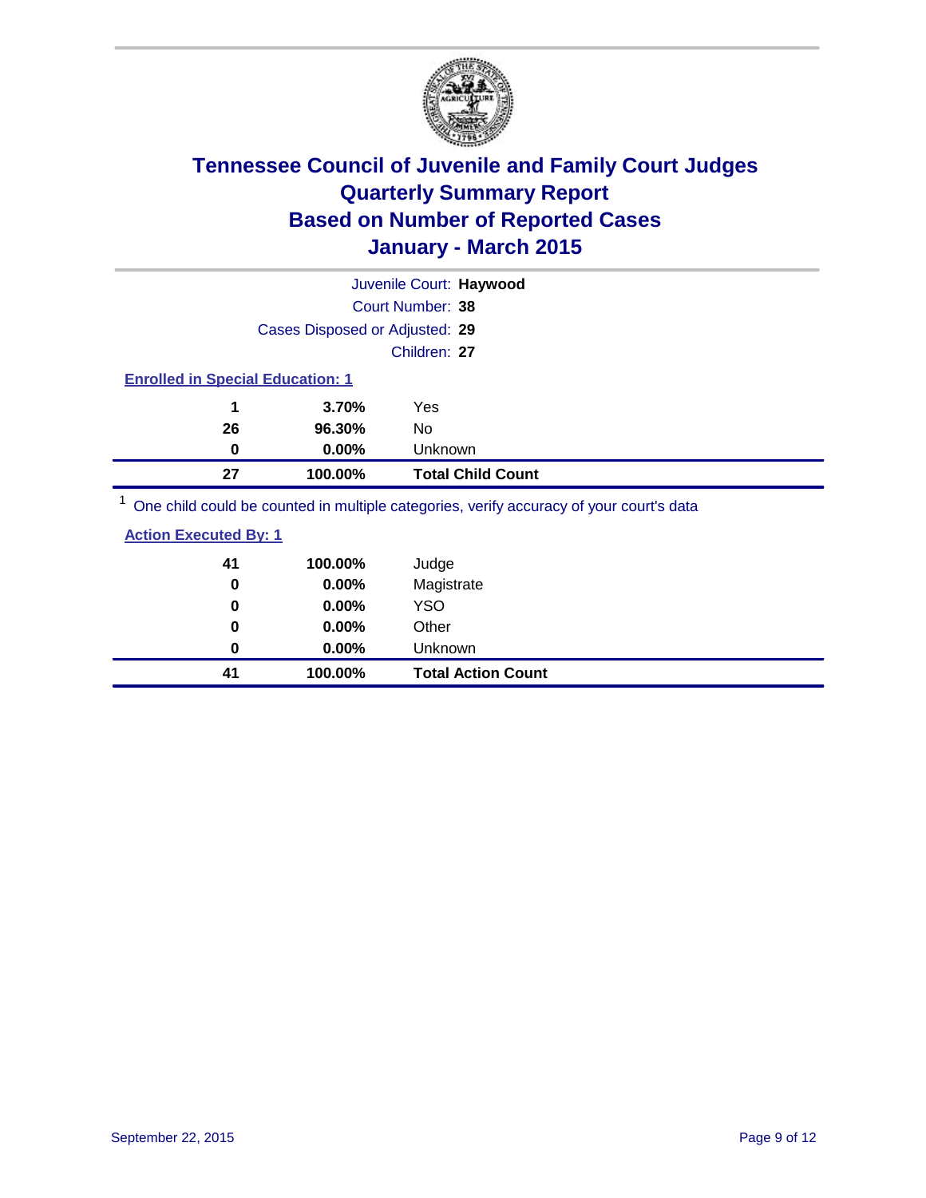# Tennessee Council of Juvenile and Family Court Judges
## Quarterly Summary Report
## Based on Number of Reported Cases
## January - March 2015

Juvenile Court: **Haywood**
Court Number: **38**
Cases Disposed or Adjusted: **29**
Children: **27**

**Enrolled in Special Education: 1**

| | | |
|---|---|---|
| 1 | 3.70% | Yes |
| 26 | 96.30% | No |
| 0 | 0.00% | Unknown |
| **27** | **100.00%** | **Total Child Count** |

[1] One child could be counted in multiple categories, verify accuracy of your court's data

**Action Executed By: 1**

| | | |
|---|---|---|
| 41 | 100.00% | Judge |
| 0 | 0.00% | Magistrate |
| 0 | 0.00% | YSO |
| 0 | 0.00% | Other |
| 0 | 0.00% | Unknown |
| **41** | **100.00%** | **Total Action Count** |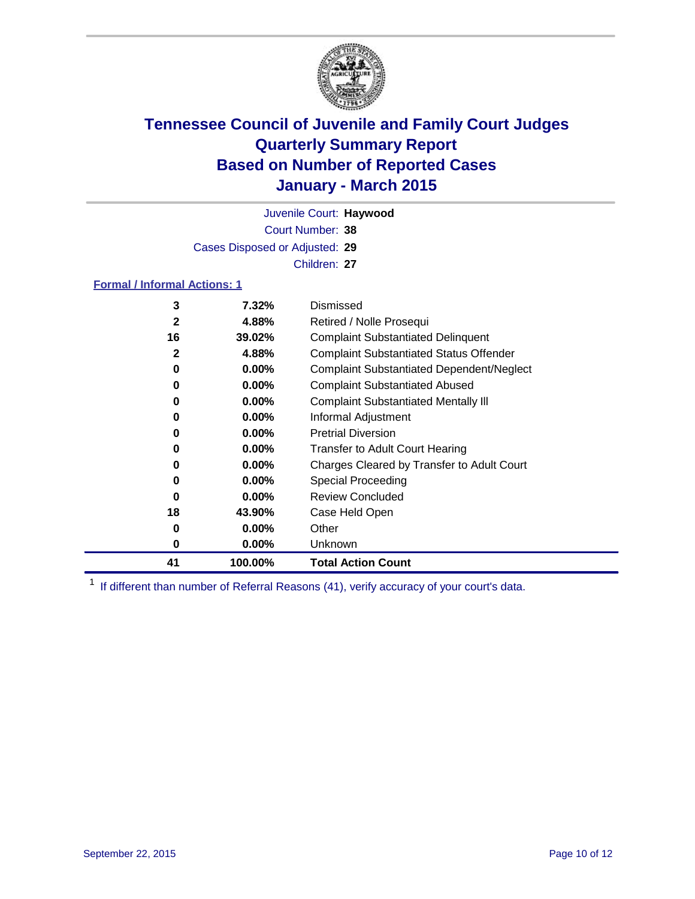# Tennessee Council of Juvenile and Family Court Judges
# Quarterly Summary Report
# Based on Number of Reported Cases
# January - March 2015

Juvenile Court: **Haywood**

Court Number: **38**

Cases Disposed or Adjusted: **29**

Children: **27**

**Formal / Informal Actions: 1**

| Count | Percent | Action |
|---|---|---|
| 3 | 7.32% | Dismissed |
| 2 | 4.88% | Retired / Nolle Prosequi |
| 16 | 39.02% | Complaint Substantiated Delinquent |
| 2 | 4.88% | Complaint Substantiated Status Offender |
| 0 | 0.00% | Complaint Substantiated Dependent/Neglect |
| 0 | 0.00% | Complaint Substantiated Abused |
| 0 | 0.00% | Complaint Substantiated Mentally Ill |
| 0 | 0.00% | Informal Adjustment |
| 0 | 0.00% | Pretrial Diversion |
| 0 | 0.00% | Transfer to Adult Court Hearing |
| 0 | 0.00% | Charges Cleared by Transfer to Adult Court |
| 0 | 0.00% | Special Proceeding |
| 0 | 0.00% | Review Concluded |
| 18 | 43.90% | Case Held Open |
| 0 | 0.00% | Other |
| 0 | 0.00% | Unknown |
| **41** | **100.00%** | **Total Action Count** |

[1] If different than number of Referral Reasons (41), verify accuracy of your court's data.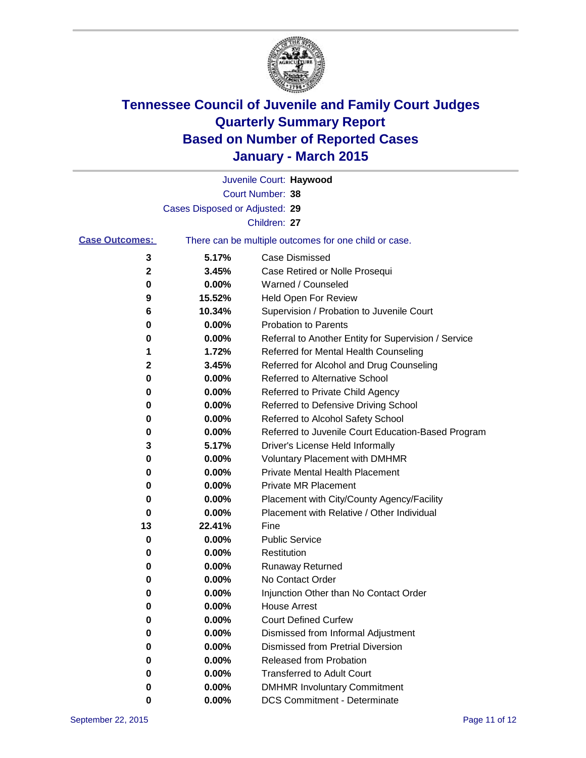# Tennessee Council of Juvenile and Family Court Judges
# Quarterly Summary Report
# Based on Number of Reported Cases
# January - March 2015

Juvenile Court: **Haywood**

Court Number: **38**

Cases Disposed or Adjusted: **29**

Children: **27**

**Case Outcomes:** There can be multiple outcomes for one child or case.

| Count | Percent | Outcome |
|---|---|---|
| 3 | 5.17% | Case Dismissed |
| 2 | 3.45% | Case Retired or Nolle Prosequi |
| 0 | 0.00% | Warned / Counseled |
| 9 | 15.52% | Held Open For Review |
| 6 | 10.34% | Supervision / Probation to Juvenile Court |
| 0 | 0.00% | Probation to Parents |
| 0 | 0.00% | Referral to Another Entity for Supervision / Service |
| 1 | 1.72% | Referred for Mental Health Counseling |
| 2 | 3.45% | Referred for Alcohol and Drug Counseling |
| 0 | 0.00% | Referred to Alternative School |
| 0 | 0.00% | Referred to Private Child Agency |
| 0 | 0.00% | Referred to Defensive Driving School |
| 0 | 0.00% | Referred to Alcohol Safety School |
| 0 | 0.00% | Referred to Juvenile Court Education-Based Program |
| 3 | 5.17% | Driver's License Held Informally |
| 0 | 0.00% | Voluntary Placement with DMHMR |
| 0 | 0.00% | Private Mental Health Placement |
| 0 | 0.00% | Private MR Placement |
| 0 | 0.00% | Placement with City/County Agency/Facility |
| 0 | 0.00% | Placement with Relative / Other Individual |
| 13 | 22.41% | Fine |
| 0 | 0.00% | Public Service |
| 0 | 0.00% | Restitution |
| 0 | 0.00% | Runaway Returned |
| 0 | 0.00% | No Contact Order |
| 0 | 0.00% | Injunction Other than No Contact Order |
| 0 | 0.00% | House Arrest |
| 0 | 0.00% | Court Defined Curfew |
| 0 | 0.00% | Dismissed from Informal Adjustment |
| 0 | 0.00% | Dismissed from Pretrial Diversion |
| 0 | 0.00% | Released from Probation |
| 0 | 0.00% | Transferred to Adult Court |
| 0 | 0.00% | DMHMR Involuntary Commitment |
| 0 | 0.00% | DCS Commitment - Determinate |

September 22, 2015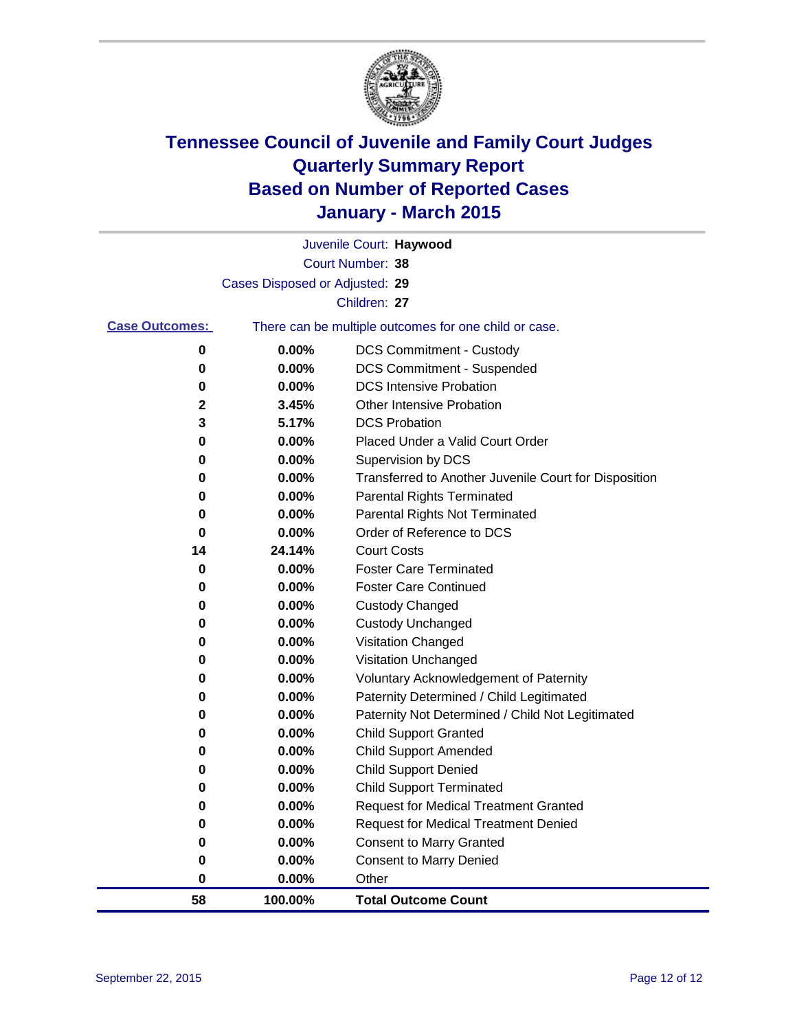# Tennessee Council of Juvenile and Family Court Judges
# Quarterly Summary Report
# Based on Number of Reported Cases
# January - March 2015

Juvenile Court: **Haywood**

Court Number: **38**

Cases Disposed or Adjusted: **29**

Children: **27**

**Case Outcomes:** There can be multiple outcomes for one child or case.

| | | |
|---|---|---|
| 0 | 0.00% | DCS Commitment - Custody |
| 0 | 0.00% | DCS Commitment - Suspended |
| 0 | 0.00% | DCS Intensive Probation |
| 2 | 3.45% | Other Intensive Probation |
| 3 | 5.17% | DCS Probation |
| 0 | 0.00% | Placed Under a Valid Court Order |
| 0 | 0.00% | Supervision by DCS |
| 0 | 0.00% | Transferred to Another Juvenile Court for Disposition |
| 0 | 0.00% | Parental Rights Terminated |
| 0 | 0.00% | Parental Rights Not Terminated |
| 0 | 0.00% | Order of Reference to DCS |
| 14 | 24.14% | Court Costs |
| 0 | 0.00% | Foster Care Terminated |
| 0 | 0.00% | Foster Care Continued |
| 0 | 0.00% | Custody Changed |
| 0 | 0.00% | Custody Unchanged |
| 0 | 0.00% | Visitation Changed |
| 0 | 0.00% | Visitation Unchanged |
| 0 | 0.00% | Voluntary Acknowledgement of Paternity |
| 0 | 0.00% | Paternity Determined / Child Legitimated |
| 0 | 0.00% | Paternity Not Determined / Child Not Legitimated |
| 0 | 0.00% | Child Support Granted |
| 0 | 0.00% | Child Support Amended |
| 0 | 0.00% | Child Support Denied |
| 0 | 0.00% | Child Support Terminated |
| 0 | 0.00% | Request for Medical Treatment Granted |
| 0 | 0.00% | Request for Medical Treatment Denied |
| 0 | 0.00% | Consent to Marry Granted |
| 0 | 0.00% | Consent to Marry Denied |
| 0 | 0.00% | Other |
| **58** | **100.00%** | **Total Outcome Count** |

September 22, 2015